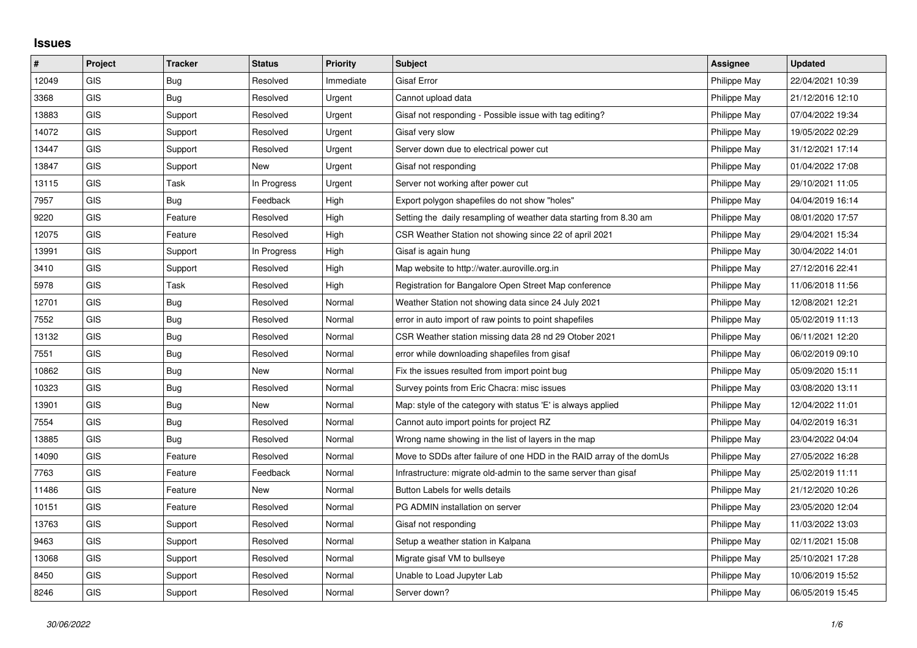# Issues

| # | Project | Tracker | Status | Priority | Subject | Assignee | Updated |
|---|---|---|---|---|---|---|---|
| 12049 | GIS | Bug | Resolved | Immediate | Gisaf Error | Philippe May | 22/04/2021 10:39 |
| 3368 | GIS | Bug | Resolved | Urgent | Cannot upload data | Philippe May | 21/12/2016 12:10 |
| 13883 | GIS | Support | Resolved | Urgent | Gisaf not responding - Possible issue with tag editing? | Philippe May | 07/04/2022 19:34 |
| 14072 | GIS | Support | Resolved | Urgent | Gisaf very slow | Philippe May | 19/05/2022 02:29 |
| 13447 | GIS | Support | Resolved | Urgent | Server down due to electrical power cut | Philippe May | 31/12/2021 17:14 |
| 13847 | GIS | Support | New | Urgent | Gisaf not responding | Philippe May | 01/04/2022 17:08 |
| 13115 | GIS | Task | In Progress | Urgent | Server not working after power cut | Philippe May | 29/10/2021 11:05 |
| 7957 | GIS | Bug | Feedback | High | Export polygon shapefiles do not show "holes" | Philippe May | 04/04/2019 16:14 |
| 9220 | GIS | Feature | Resolved | High | Setting the daily resampling of weather data starting from 8.30 am | Philippe May | 08/01/2020 17:57 |
| 12075 | GIS | Feature | Resolved | High | CSR Weather Station not showing since 22 of april 2021 | Philippe May | 29/04/2021 15:34 |
| 13991 | GIS | Support | In Progress | High | Gisaf is again hung | Philippe May | 30/04/2022 14:01 |
| 3410 | GIS | Support | Resolved | High | Map website to http://water.auroville.org.in | Philippe May | 27/12/2016 22:41 |
| 5978 | GIS | Task | Resolved | High | Registration for Bangalore Open Street Map conference | Philippe May | 11/06/2018 11:56 |
| 12701 | GIS | Bug | Resolved | Normal | Weather Station not showing data since 24 July 2021 | Philippe May | 12/08/2021 12:21 |
| 7552 | GIS | Bug | Resolved | Normal | error in auto import of raw points to point shapefiles | Philippe May | 05/02/2019 11:13 |
| 13132 | GIS | Bug | Resolved | Normal | CSR Weather station missing data 28 nd 29 Otober 2021 | Philippe May | 06/11/2021 12:20 |
| 7551 | GIS | Bug | Resolved | Normal | error while downloading shapefiles from gisaf | Philippe May | 06/02/2019 09:10 |
| 10862 | GIS | Bug | New | Normal | Fix the issues resulted from import point bug | Philippe May | 05/09/2020 15:11 |
| 10323 | GIS | Bug | Resolved | Normal | Survey points from Eric Chacra: misc issues | Philippe May | 03/08/2020 13:11 |
| 13901 | GIS | Bug | New | Normal | Map: style of the category with status 'E' is always applied | Philippe May | 12/04/2022 11:01 |
| 7554 | GIS | Bug | Resolved | Normal | Cannot auto import points for project RZ | Philippe May | 04/02/2019 16:31 |
| 13885 | GIS | Bug | Resolved | Normal | Wrong name showing in the list of layers in the map | Philippe May | 23/04/2022 04:04 |
| 14090 | GIS | Feature | Resolved | Normal | Move to SDDs after failure of one HDD in the RAID array of the domUs | Philippe May | 27/05/2022 16:28 |
| 7763 | GIS | Feature | Feedback | Normal | Infrastructure: migrate old-admin to the same server than gisaf | Philippe May | 25/02/2019 11:11 |
| 11486 | GIS | Feature | New | Normal | Button Labels for wells details | Philippe May | 21/12/2020 10:26 |
| 10151 | GIS | Feature | Resolved | Normal | PG ADMIN installation on server | Philippe May | 23/05/2020 12:04 |
| 13763 | GIS | Support | Resolved | Normal | Gisaf not responding | Philippe May | 11/03/2022 13:03 |
| 9463 | GIS | Support | Resolved | Normal | Setup a weather station in Kalpana | Philippe May | 02/11/2021 15:08 |
| 13068 | GIS | Support | Resolved | Normal | Migrate gisaf VM to bullseye | Philippe May | 25/10/2021 17:28 |
| 8450 | GIS | Support | Resolved | Normal | Unable to Load Jupyter Lab | Philippe May | 10/06/2019 15:52 |
| 8246 | GIS | Support | Resolved | Normal | Server down? | Philippe May | 06/05/2019 15:45 |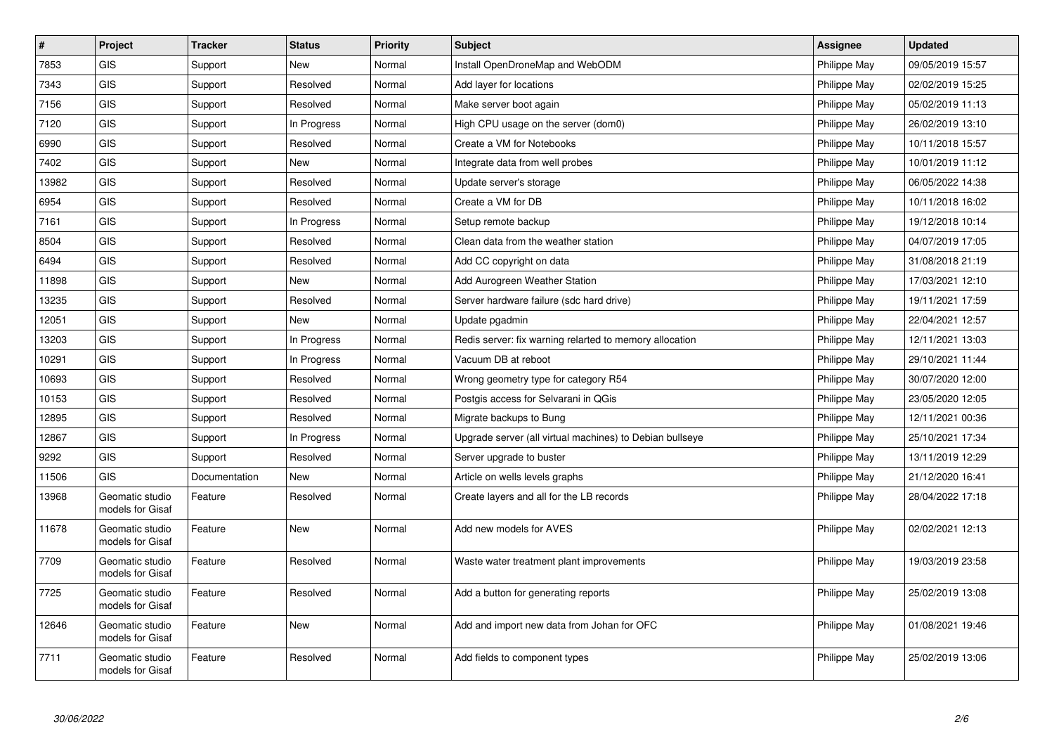| # | Project | Tracker | Status | Priority | Subject | Assignee | Updated |
|---|---|---|---|---|---|---|---|
| 7853 | GIS | Support | New | Normal | Install OpenDroneMap and WebODM | Philippe May | 09/05/2019 15:57 |
| 7343 | GIS | Support | Resolved | Normal | Add layer for locations | Philippe May | 02/02/2019 15:25 |
| 7156 | GIS | Support | Resolved | Normal | Make server boot again | Philippe May | 05/02/2019 11:13 |
| 7120 | GIS | Support | In Progress | Normal | High CPU usage on the server (dom0) | Philippe May | 26/02/2019 13:10 |
| 6990 | GIS | Support | Resolved | Normal | Create a VM for Notebooks | Philippe May | 10/11/2018 15:57 |
| 7402 | GIS | Support | New | Normal | Integrate data from well probes | Philippe May | 10/01/2019 11:12 |
| 13982 | GIS | Support | Resolved | Normal | Update server's storage | Philippe May | 06/05/2022 14:38 |
| 6954 | GIS | Support | Resolved | Normal | Create a VM for DB | Philippe May | 10/11/2018 16:02 |
| 7161 | GIS | Support | In Progress | Normal | Setup remote backup | Philippe May | 19/12/2018 10:14 |
| 8504 | GIS | Support | Resolved | Normal | Clean data from the weather station | Philippe May | 04/07/2019 17:05 |
| 6494 | GIS | Support | Resolved | Normal | Add CC copyright on data | Philippe May | 31/08/2018 21:19 |
| 11898 | GIS | Support | New | Normal | Add Aurogreen Weather Station | Philippe May | 17/03/2021 12:10 |
| 13235 | GIS | Support | Resolved | Normal | Server hardware failure (sdc hard drive) | Philippe May | 19/11/2021 17:59 |
| 12051 | GIS | Support | New | Normal | Update pgadmin | Philippe May | 22/04/2021 12:57 |
| 13203 | GIS | Support | In Progress | Normal | Redis server: fix warning relarted to memory allocation | Philippe May | 12/11/2021 13:03 |
| 10291 | GIS | Support | In Progress | Normal | Vacuum DB at reboot | Philippe May | 29/10/2021 11:44 |
| 10693 | GIS | Support | Resolved | Normal | Wrong geometry type for category R54 | Philippe May | 30/07/2020 12:00 |
| 10153 | GIS | Support | Resolved | Normal | Postgis access for Selvarani in QGis | Philippe May | 23/05/2020 12:05 |
| 12895 | GIS | Support | Resolved | Normal | Migrate backups to Bung | Philippe May | 12/11/2021 00:36 |
| 12867 | GIS | Support | In Progress | Normal | Upgrade server (all virtual machines) to Debian bullseye | Philippe May | 25/10/2021 17:34 |
| 9292 | GIS | Support | Resolved | Normal | Server upgrade to buster | Philippe May | 13/11/2019 12:29 |
| 11506 | GIS | Documentation | New | Normal | Article on wells levels graphs | Philippe May | 21/12/2020 16:41 |
| 13968 | Geomatic studio models for Gisaf | Feature | Resolved | Normal | Create layers and all for the LB records | Philippe May | 28/04/2022 17:18 |
| 11678 | Geomatic studio models for Gisaf | Feature | New | Normal | Add new models for AVES | Philippe May | 02/02/2021 12:13 |
| 7709 | Geomatic studio models for Gisaf | Feature | Resolved | Normal | Waste water treatment plant improvements | Philippe May | 19/03/2019 23:58 |
| 7725 | Geomatic studio models for Gisaf | Feature | Resolved | Normal | Add a button for generating reports | Philippe May | 25/02/2019 13:08 |
| 12646 | Geomatic studio models for Gisaf | Feature | New | Normal | Add and import new data from Johan for OFC | Philippe May | 01/08/2021 19:46 |
| 7711 | Geomatic studio models for Gisaf | Feature | Resolved | Normal | Add fields to component types | Philippe May | 25/02/2019 13:06 |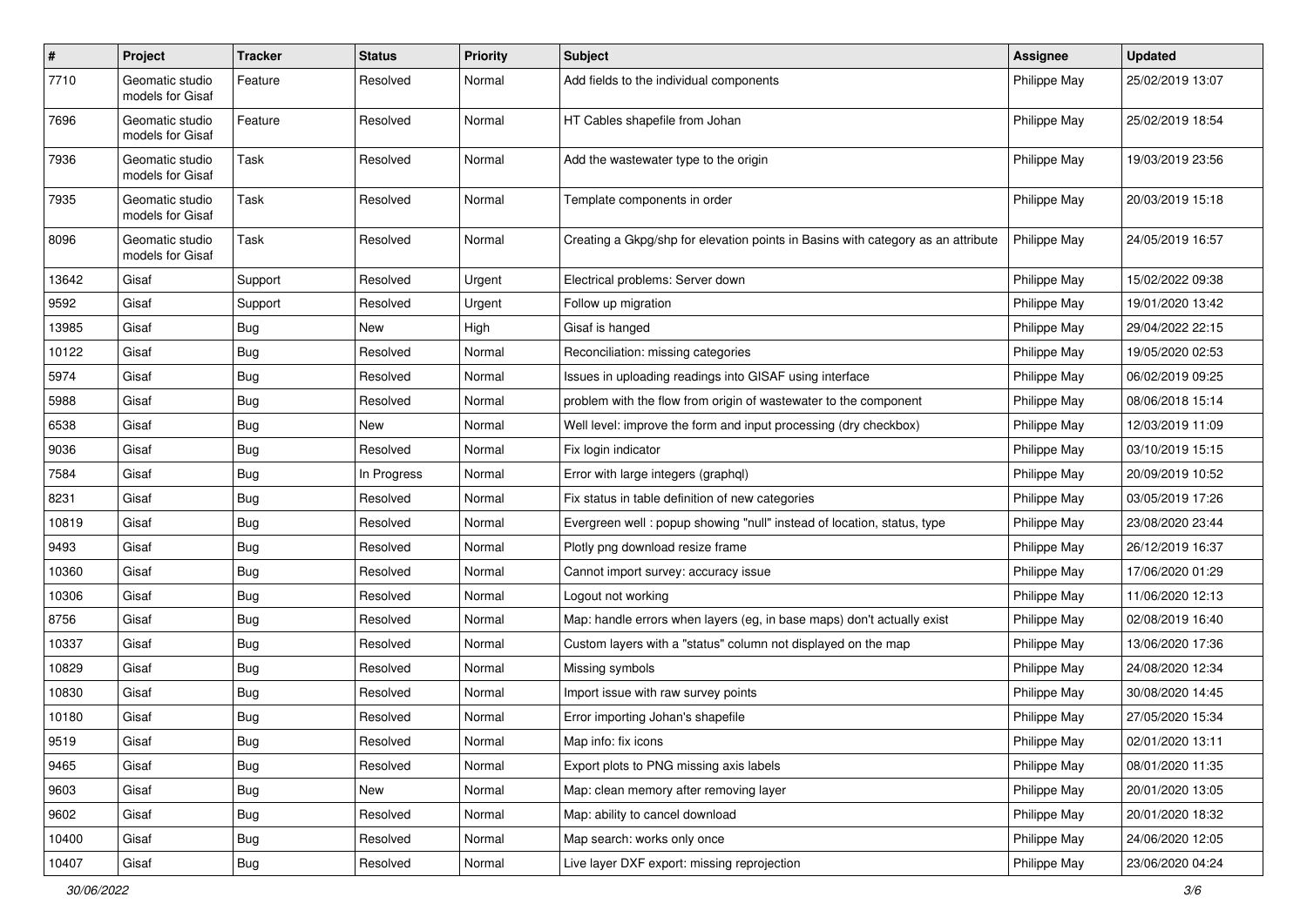| # | Project | Tracker | Status | Priority | Subject | Assignee | Updated |
|---|---|---|---|---|---|---|---|
| 7710 | Geomatic studio models for Gisaf | Feature | Resolved | Normal | Add fields to the individual components | Philippe May | 25/02/2019 13:07 |
| 7696 | Geomatic studio models for Gisaf | Feature | Resolved | Normal | HT Cables shapefile from Johan | Philippe May | 25/02/2019 18:54 |
| 7936 | Geomatic studio models for Gisaf | Task | Resolved | Normal | Add the wastewater type to the origin | Philippe May | 19/03/2019 23:56 |
| 7935 | Geomatic studio models for Gisaf | Task | Resolved | Normal | Template components in order | Philippe May | 20/03/2019 15:18 |
| 8096 | Geomatic studio models for Gisaf | Task | Resolved | Normal | Creating a Gkpg/shp for elevation points in Basins with category as an attribute | Philippe May | 24/05/2019 16:57 |
| 13642 | Gisaf | Support | Resolved | Urgent | Electrical problems: Server down | Philippe May | 15/02/2022 09:38 |
| 9592 | Gisaf | Support | Resolved | Urgent | Follow up migration | Philippe May | 19/01/2020 13:42 |
| 13985 | Gisaf | Bug | New | High | Gisaf is hanged | Philippe May | 29/04/2022 22:15 |
| 10122 | Gisaf | Bug | Resolved | Normal | Reconciliation: missing categories | Philippe May | 19/05/2020 02:53 |
| 5974 | Gisaf | Bug | Resolved | Normal | Issues in uploading readings into GISAF using interface | Philippe May | 06/02/2019 09:25 |
| 5988 | Gisaf | Bug | Resolved | Normal | problem with the flow from origin of wastewater to the component | Philippe May | 08/06/2018 15:14 |
| 6538 | Gisaf | Bug | New | Normal | Well level: improve the form and input processing (dry checkbox) | Philippe May | 12/03/2019 11:09 |
| 9036 | Gisaf | Bug | Resolved | Normal | Fix login indicator | Philippe May | 03/10/2019 15:15 |
| 7584 | Gisaf | Bug | In Progress | Normal | Error with large integers (graphql) | Philippe May | 20/09/2019 10:52 |
| 8231 | Gisaf | Bug | Resolved | Normal | Fix status in table definition of new categories | Philippe May | 03/05/2019 17:26 |
| 10819 | Gisaf | Bug | Resolved | Normal | Evergreen well : popup showing "null" instead of location, status, type | Philippe May | 23/08/2020 23:44 |
| 9493 | Gisaf | Bug | Resolved | Normal | Plotly png download resize frame | Philippe May | 26/12/2019 16:37 |
| 10360 | Gisaf | Bug | Resolved | Normal | Cannot import survey: accuracy issue | Philippe May | 17/06/2020 01:29 |
| 10306 | Gisaf | Bug | Resolved | Normal | Logout not working | Philippe May | 11/06/2020 12:13 |
| 8756 | Gisaf | Bug | Resolved | Normal | Map: handle errors when layers (eg, in base maps) don't actually exist | Philippe May | 02/08/2019 16:40 |
| 10337 | Gisaf | Bug | Resolved | Normal | Custom layers with a "status" column not displayed on the map | Philippe May | 13/06/2020 17:36 |
| 10829 | Gisaf | Bug | Resolved | Normal | Missing symbols | Philippe May | 24/08/2020 12:34 |
| 10830 | Gisaf | Bug | Resolved | Normal | Import issue with raw survey points | Philippe May | 30/08/2020 14:45 |
| 10180 | Gisaf | Bug | Resolved | Normal | Error importing Johan's shapefile | Philippe May | 27/05/2020 15:34 |
| 9519 | Gisaf | Bug | Resolved | Normal | Map info: fix icons | Philippe May | 02/01/2020 13:11 |
| 9465 | Gisaf | Bug | Resolved | Normal | Export plots to PNG missing axis labels | Philippe May | 08/01/2020 11:35 |
| 9603 | Gisaf | Bug | New | Normal | Map: clean memory after removing layer | Philippe May | 20/01/2020 13:05 |
| 9602 | Gisaf | Bug | Resolved | Normal | Map: ability to cancel download | Philippe May | 20/01/2020 18:32 |
| 10400 | Gisaf | Bug | Resolved | Normal | Map search: works only once | Philippe May | 24/06/2020 12:05 |
| 10407 | Gisaf | Bug | Resolved | Normal | Live layer DXF export: missing reprojection | Philippe May | 23/06/2020 04:24 |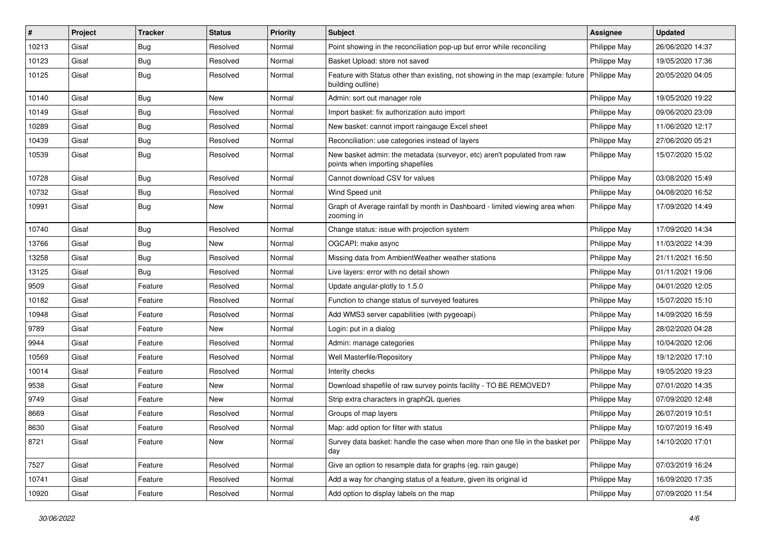| # | Project | Tracker | Status | Priority | Subject | Assignee | Updated |
|---|---|---|---|---|---|---|---|
| 10213 | Gisaf | Bug | Resolved | Normal | Point showing in the reconciliation pop-up but error while reconciling | Philippe May | 26/06/2020 14:37 |
| 10123 | Gisaf | Bug | Resolved | Normal | Basket Upload: store not saved | Philippe May | 19/05/2020 17:36 |
| 10125 | Gisaf | Bug | Resolved | Normal | Feature with Status other than existing, not showing in the map (example: future building outline) | Philippe May | 20/05/2020 04:05 |
| 10140 | Gisaf | Bug | New | Normal | Admin: sort out manager role | Philippe May | 19/05/2020 19:22 |
| 10149 | Gisaf | Bug | Resolved | Normal | Import basket: fix authorization auto import | Philippe May | 09/06/2020 23:09 |
| 10289 | Gisaf | Bug | Resolved | Normal | New basket: cannot import raingauge Excel sheet | Philippe May | 11/06/2020 12:17 |
| 10439 | Gisaf | Bug | Resolved | Normal | Reconciliation: use categories instead of layers | Philippe May | 27/06/2020 05:21 |
| 10539 | Gisaf | Bug | Resolved | Normal | New basket admin: the metadata (surveyor, etc) aren't populated from raw points when importing shapefiles | Philippe May | 15/07/2020 15:02 |
| 10728 | Gisaf | Bug | Resolved | Normal | Cannot download CSV for values | Philippe May | 03/08/2020 15:49 |
| 10732 | Gisaf | Bug | Resolved | Normal | Wind Speed unit | Philippe May | 04/08/2020 16:52 |
| 10991 | Gisaf | Bug | New | Normal | Graph of Average rainfall by month in Dashboard - limited viewing area when zooming in | Philippe May | 17/09/2020 14:49 |
| 10740 | Gisaf | Bug | Resolved | Normal | Change status: issue with projection system | Philippe May | 17/09/2020 14:34 |
| 13766 | Gisaf | Bug | New | Normal | OGCAPI: make async | Philippe May | 11/03/2022 14:39 |
| 13258 | Gisaf | Bug | Resolved | Normal | Missing data from AmbientWeather weather stations | Philippe May | 21/11/2021 16:50 |
| 13125 | Gisaf | Bug | Resolved | Normal | Live layers: error with no detail shown | Philippe May | 01/11/2021 19:06 |
| 9509 | Gisaf | Feature | Resolved | Normal | Update angular-plotly to 1.5.0 | Philippe May | 04/01/2020 12:05 |
| 10182 | Gisaf | Feature | Resolved | Normal | Function to change status of surveyed features | Philippe May | 15/07/2020 15:10 |
| 10948 | Gisaf | Feature | Resolved | Normal | Add WMS3 server capabilities (with pygeoapi) | Philippe May | 14/09/2020 16:59 |
| 9789 | Gisaf | Feature | New | Normal | Login: put in a dialog | Philippe May | 28/02/2020 04:28 |
| 9944 | Gisaf | Feature | Resolved | Normal | Admin: manage categories | Philippe May | 10/04/2020 12:06 |
| 10569 | Gisaf | Feature | Resolved | Normal | Well Masterfile/Repository | Philippe May | 19/12/2020 17:10 |
| 10014 | Gisaf | Feature | Resolved | Normal | Interity checks | Philippe May | 19/05/2020 19:23 |
| 9538 | Gisaf | Feature | New | Normal | Download shapefile of raw survey points facility - TO BE REMOVED? | Philippe May | 07/01/2020 14:35 |
| 9749 | Gisaf | Feature | New | Normal | Strip extra characters in graphQL queries | Philippe May | 07/09/2020 12:48 |
| 8669 | Gisaf | Feature | Resolved | Normal | Groups of map layers | Philippe May | 26/07/2019 10:51 |
| 8630 | Gisaf | Feature | Resolved | Normal | Map: add option for filter with status | Philippe May | 10/07/2019 16:49 |
| 8721 | Gisaf | Feature | New | Normal | Survey data basket: handle the case when more than one file in the basket per day | Philippe May | 14/10/2020 17:01 |
| 7527 | Gisaf | Feature | Resolved | Normal | Give an option to resample data for graphs (eg. rain gauge) | Philippe May | 07/03/2019 16:24 |
| 10741 | Gisaf | Feature | Resolved | Normal | Add a way for changing status of a feature, given its original id | Philippe May | 16/09/2020 17:35 |
| 10920 | Gisaf | Feature | Resolved | Normal | Add option to display labels on the map | Philippe May | 07/09/2020 11:54 |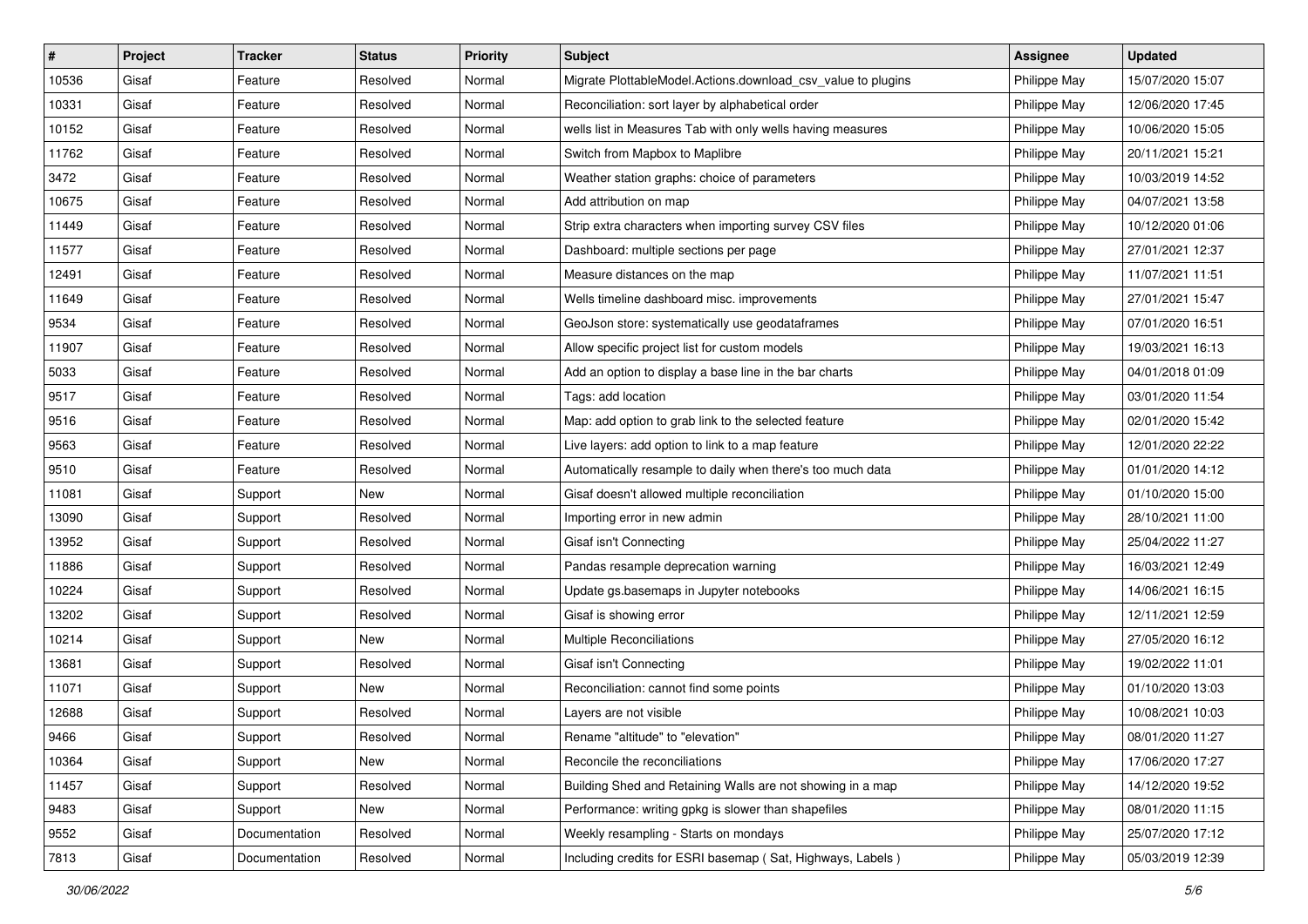| # | Project | Tracker | Status | Priority | Subject | Assignee | Updated |
|---|---|---|---|---|---|---|---|
| 10536 | Gisaf | Feature | Resolved | Normal | Migrate PlottableModel.Actions.download_csv_value to plugins | Philippe May | 15/07/2020 15:07 |
| 10331 | Gisaf | Feature | Resolved | Normal | Reconciliation: sort layer by alphabetical order | Philippe May | 12/06/2020 17:45 |
| 10152 | Gisaf | Feature | Resolved | Normal | wells list in Measures Tab with only wells having measures | Philippe May | 10/06/2020 15:05 |
| 11762 | Gisaf | Feature | Resolved | Normal | Switch from Mapbox to Maplibre | Philippe May | 20/11/2021 15:21 |
| 3472 | Gisaf | Feature | Resolved | Normal | Weather station graphs: choice of parameters | Philippe May | 10/03/2019 14:52 |
| 10675 | Gisaf | Feature | Resolved | Normal | Add attribution on map | Philippe May | 04/07/2021 13:58 |
| 11449 | Gisaf | Feature | Resolved | Normal | Strip extra characters when importing survey CSV files | Philippe May | 10/12/2020 01:06 |
| 11577 | Gisaf | Feature | Resolved | Normal | Dashboard: multiple sections per page | Philippe May | 27/01/2021 12:37 |
| 12491 | Gisaf | Feature | Resolved | Normal | Measure distances on the map | Philippe May | 11/07/2021 11:51 |
| 11649 | Gisaf | Feature | Resolved | Normal | Wells timeline dashboard misc. improvements | Philippe May | 27/01/2021 15:47 |
| 9534 | Gisaf | Feature | Resolved | Normal | GeoJson store: systematically use geodataframes | Philippe May | 07/01/2020 16:51 |
| 11907 | Gisaf | Feature | Resolved | Normal | Allow specific project list for custom models | Philippe May | 19/03/2021 16:13 |
| 5033 | Gisaf | Feature | Resolved | Normal | Add an option to display a base line in the bar charts | Philippe May | 04/01/2018 01:09 |
| 9517 | Gisaf | Feature | Resolved | Normal | Tags: add location | Philippe May | 03/01/2020 11:54 |
| 9516 | Gisaf | Feature | Resolved | Normal | Map: add option to grab link to the selected feature | Philippe May | 02/01/2020 15:42 |
| 9563 | Gisaf | Feature | Resolved | Normal | Live layers: add option to link to a map feature | Philippe May | 12/01/2020 22:22 |
| 9510 | Gisaf | Feature | Resolved | Normal | Automatically resample to daily when there's too much data | Philippe May | 01/01/2020 14:12 |
| 11081 | Gisaf | Support | New | Normal | Gisaf doesn't allowed multiple reconciliation | Philippe May | 01/10/2020 15:00 |
| 13090 | Gisaf | Support | Resolved | Normal | Importing error in new admin | Philippe May | 28/10/2021 11:00 |
| 13952 | Gisaf | Support | Resolved | Normal | Gisaf isn't Connecting | Philippe May | 25/04/2022 11:27 |
| 11886 | Gisaf | Support | Resolved | Normal | Pandas resample deprecation warning | Philippe May | 16/03/2021 12:49 |
| 10224 | Gisaf | Support | Resolved | Normal | Update gs.basemaps in Jupyter notebooks | Philippe May | 14/06/2021 16:15 |
| 13202 | Gisaf | Support | Resolved | Normal | Gisaf is showing error | Philippe May | 12/11/2021 12:59 |
| 10214 | Gisaf | Support | New | Normal | Multiple Reconciliations | Philippe May | 27/05/2020 16:12 |
| 13681 | Gisaf | Support | Resolved | Normal | Gisaf isn't Connecting | Philippe May | 19/02/2022 11:01 |
| 11071 | Gisaf | Support | New | Normal | Reconciliation: cannot find some points | Philippe May | 01/10/2020 13:03 |
| 12688 | Gisaf | Support | Resolved | Normal | Layers are not visible | Philippe May | 10/08/2021 10:03 |
| 9466 | Gisaf | Support | Resolved | Normal | Rename "altitude" to "elevation" | Philippe May | 08/01/2020 11:27 |
| 10364 | Gisaf | Support | New | Normal | Reconcile the reconciliations | Philippe May | 17/06/2020 17:27 |
| 11457 | Gisaf | Support | Resolved | Normal | Building Shed and Retaining Walls are not showing in a map | Philippe May | 14/12/2020 19:52 |
| 9483 | Gisaf | Support | New | Normal | Performance: writing gpkg is slower than shapefiles | Philippe May | 08/01/2020 11:15 |
| 9552 | Gisaf | Documentation | Resolved | Normal | Weekly resampling - Starts on mondays | Philippe May | 25/07/2020 17:12 |
| 7813 | Gisaf | Documentation | Resolved | Normal | Including credits for ESRI basemap ( Sat, Highways, Labels ) | Philippe May | 05/03/2019 12:39 |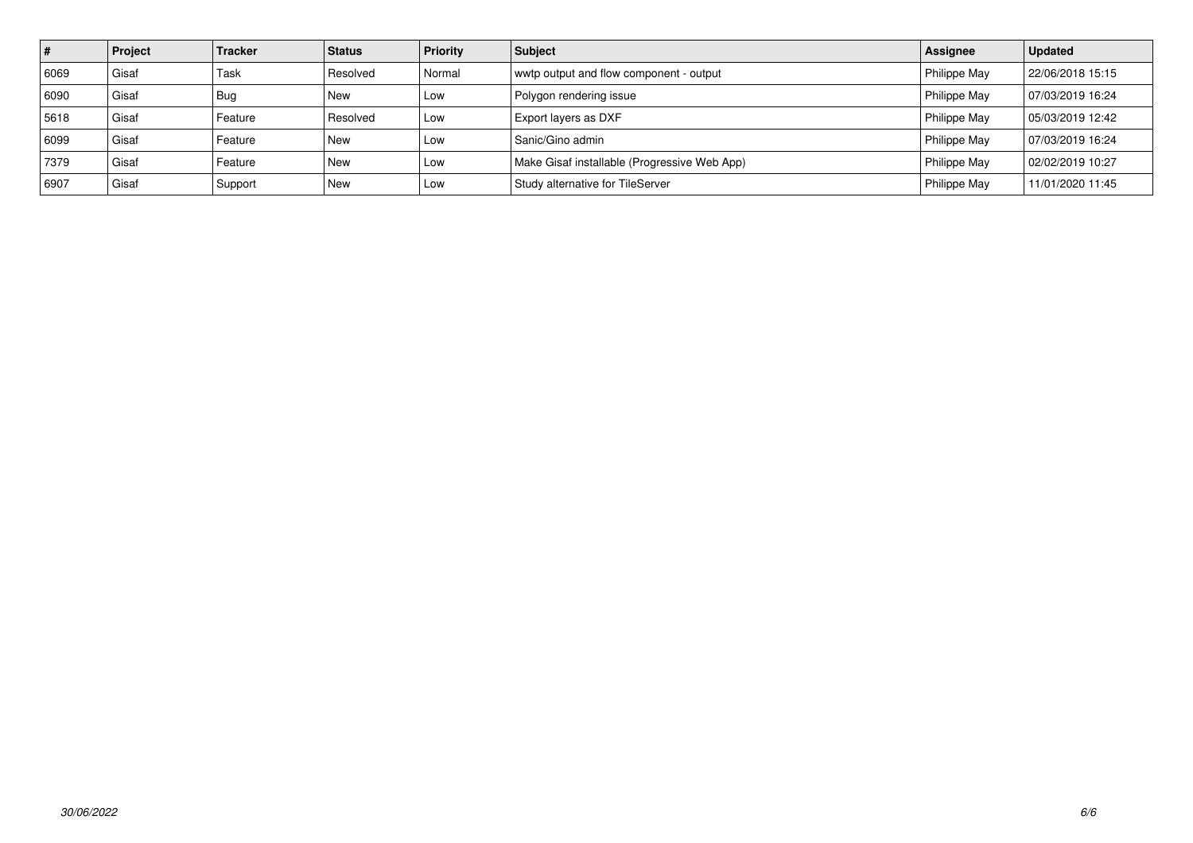| # | Project | Tracker | Status | Priority | Subject | Assignee | Updated |
|---|---|---|---|---|---|---|---|
| 6069 | Gisaf | Task | Resolved | Normal | wwtp output and flow component - output | Philippe May | 22/06/2018 15:15 |
| 6090 | Gisaf | Bug | New | Low | Polygon rendering issue | Philippe May | 07/03/2019 16:24 |
| 5618 | Gisaf | Feature | Resolved | Low | Export layers as DXF | Philippe May | 05/03/2019 12:42 |
| 6099 | Gisaf | Feature | New | Low | Sanic/Gino admin | Philippe May | 07/03/2019 16:24 |
| 7379 | Gisaf | Feature | New | Low | Make Gisaf installable (Progressive Web App) | Philippe May | 02/02/2019 10:27 |
| 6907 | Gisaf | Support | New | Low | Study alternative for TileServer | Philippe May | 11/01/2020 11:45 |